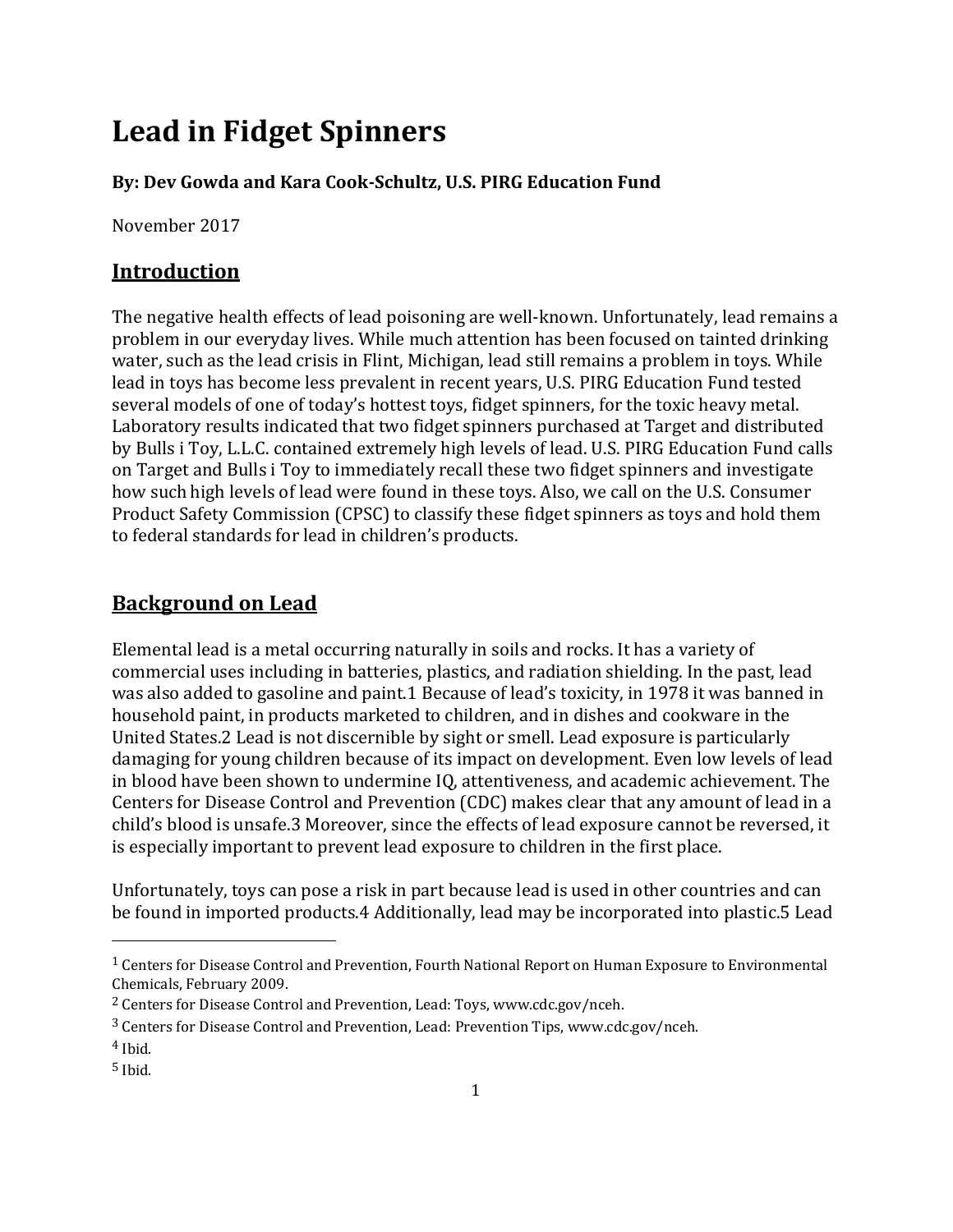# Lead in Fidget Spinners

**By: Dev Gowda and Kara Cook-Schultz, U.S. PIRG Education Fund**

November 2017

## Introduction

The negative health effects of lead poisoning are well-known. Unfortunately, lead remains a problem in our everyday lives. While much attention has been focused on tainted drinking water, such as the lead crisis in Flint, Michigan, lead still remains a problem in toys. While lead in toys has become less prevalent in recent years, U.S. PIRG Education Fund tested several models of one of today's hottest toys, fidget spinners, for the toxic heavy metal. Laboratory results indicated that two fidget spinners purchased at Target and distributed by Bulls i Toy, L.L.C. contained extremely high levels of lead. U.S. PIRG Education Fund calls on Target and Bulls i Toy to immediately recall these two fidget spinners and investigate how such high levels of lead were found in these toys. Also, we call on the U.S. Consumer Product Safety Commission (CPSC) to classify these fidget spinners as toys and hold them to federal standards for lead in children's products.

## Background on Lead

Elemental lead is a metal occurring naturally in soils and rocks. It has a variety of commercial uses including in batteries, plastics, and radiation shielding. In the past, lead was also added to gasoline and paint.[1] Because of lead's toxicity, in 1978 it was banned in household paint, in products marketed to children, and in dishes and cookware in the United States.[2] Lead is not discernible by sight or smell. Lead exposure is particularly damaging for young children because of its impact on development. Even low levels of lead in blood have been shown to undermine IQ, attentiveness, and academic achievement. The Centers for Disease Control and Prevention (CDC) makes clear that any amount of lead in a child's blood is unsafe.[3] Moreover, since the effects of lead exposure cannot be reversed, it is especially important to prevent lead exposure to children in the first place.

Unfortunately, toys can pose a risk in part because lead is used in other countries and can be found in imported products.[4] Additionally, lead may be incorporated into plastic.[5] Lead

---

[1] Centers for Disease Control and Prevention, Fourth National Report on Human Exposure to Environmental Chemicals, February 2009.

[2] Centers for Disease Control and Prevention, Lead: Toys, www.cdc.gov/nceh.

[3] Centers for Disease Control and Prevention, Lead: Prevention Tips, www.cdc.gov/nceh.

[4] Ibid.

[5] Ibid.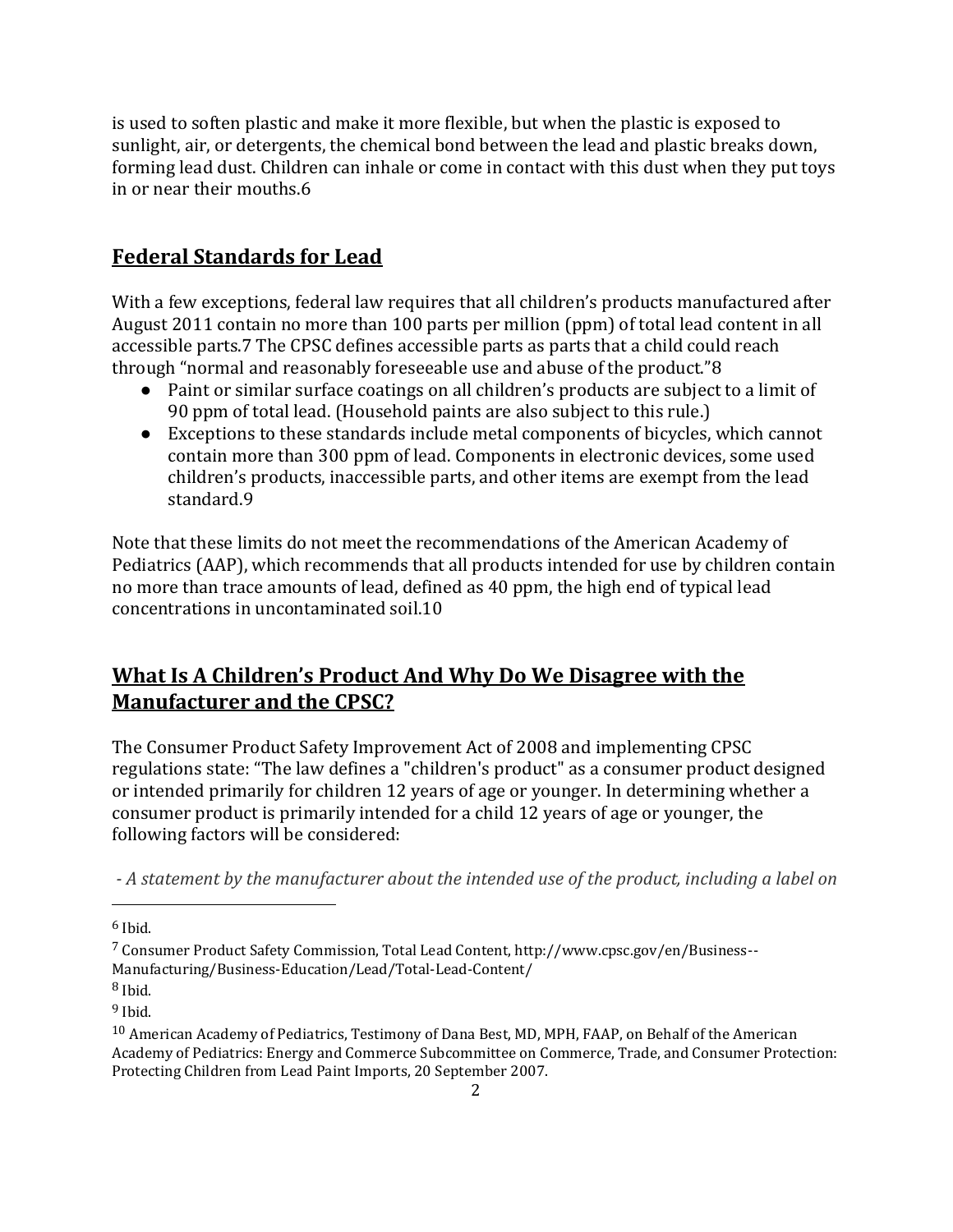is used to soften plastic and make it more flexible, but when the plastic is exposed to sunlight, air, or detergents, the chemical bond between the lead and plastic breaks down, forming lead dust. Children can inhale or come in contact with this dust when they put toys in or near their mouths.[6]

## Federal Standards for Lead

With a few exceptions, federal law requires that all children's products manufactured after August 2011 contain no more than 100 parts per million (ppm) of total lead content in all accessible parts.[7] The CPSC defines accessible parts as parts that a child could reach through "normal and reasonably foreseeable use and abuse of the product."[8]

- Paint or similar surface coatings on all children's products are subject to a limit of 90 ppm of total lead. (Household paints are also subject to this rule.)
- Exceptions to these standards include metal components of bicycles, which cannot contain more than 300 ppm of lead. Components in electronic devices, some used children's products, inaccessible parts, and other items are exempt from the lead standard.[9]

Note that these limits do not meet the recommendations of the American Academy of Pediatrics (AAP), which recommends that all products intended for use by children contain no more than trace amounts of lead, defined as 40 ppm, the high end of typical lead concentrations in uncontaminated soil.[10]

## What Is A Children's Product And Why Do We Disagree with the Manufacturer and the CPSC?

The Consumer Product Safety Improvement Act of 2008 and implementing CPSC regulations state: "The law defines a "children's product" as a consumer product designed or intended primarily for children 12 years of age or younger. In determining whether a consumer product is primarily intended for a child 12 years of age or younger, the following factors will be considered:

*- A statement by the manufacturer about the intended use of the product, including a label on*

---

[6] Ibid.

[7] Consumer Product Safety Commission, Total Lead Content, http://www.cpsc.gov/en/Business--Manufacturing/Business-Education/Lead/Total-Lead-Content/

[8] Ibid.

[9] Ibid.

[10] American Academy of Pediatrics, Testimony of Dana Best, MD, MPH, FAAP, on Behalf of the American Academy of Pediatrics: Energy and Commerce Subcommittee on Commerce, Trade, and Consumer Protection: Protecting Children from Lead Paint Imports, 20 September 2007.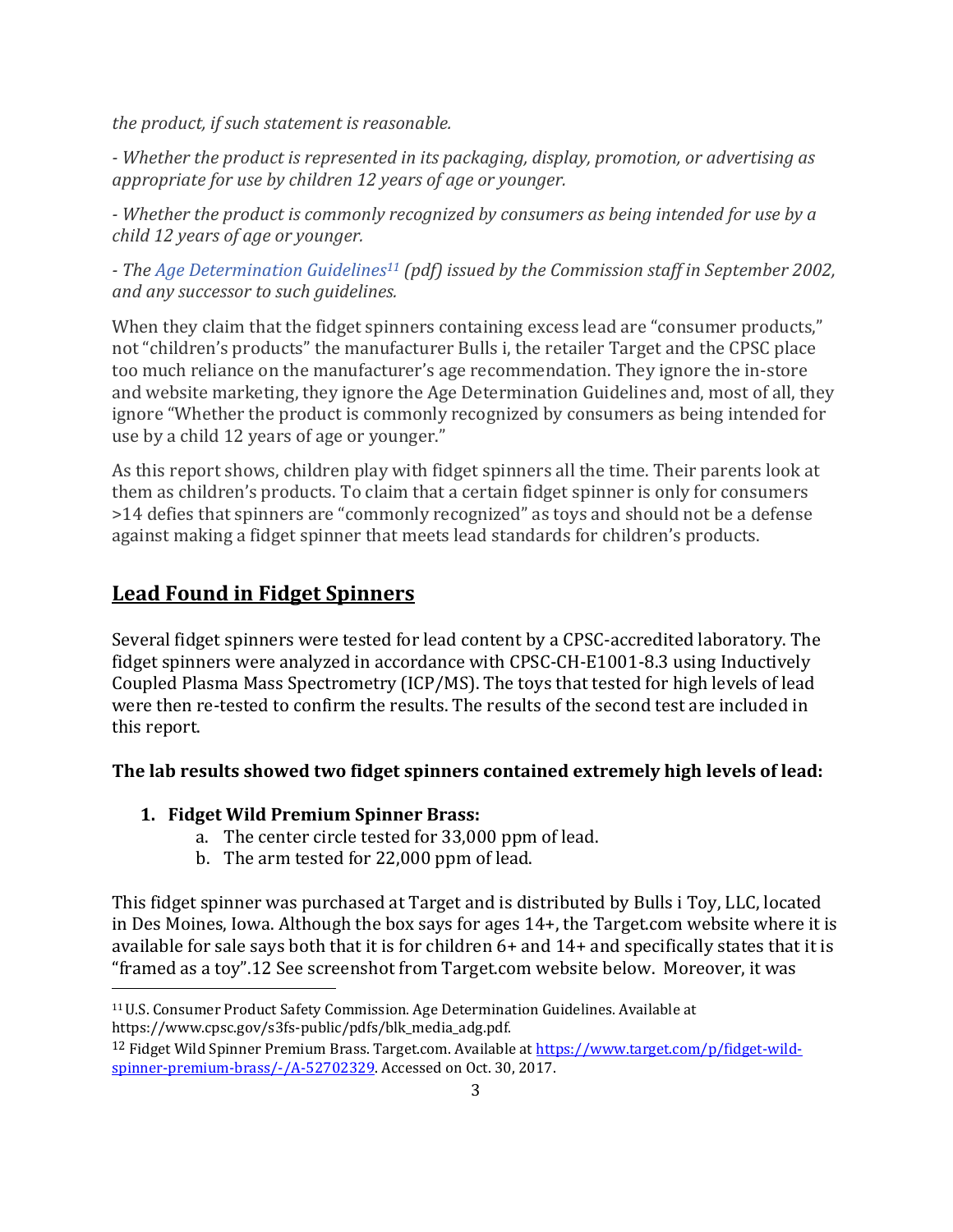*the product, if such statement is reasonable.*

*- Whether the product is represented in its packaging, display, promotion, or advertising as appropriate for use by children 12 years of age or younger.*

*- Whether the product is commonly recognized by consumers as being intended for use by a child 12 years of age or younger.*

*- The Age Determination Guidelines[11] (pdf) issued by the Commission staff in September 2002, and any successor to such guidelines.*

When they claim that the fidget spinners containing excess lead are "consumer products," not "children's products" the manufacturer Bulls i, the retailer Target and the CPSC place too much reliance on the manufacturer's age recommendation. They ignore the in-store and website marketing, they ignore the Age Determination Guidelines and, most of all, they ignore "Whether the product is commonly recognized by consumers as being intended for use by a child 12 years of age or younger."

As this report shows, children play with fidget spinners all the time. Their parents look at them as children's products. To claim that a certain fidget spinner is only for consumers >14 defies that spinners are "commonly recognized" as toys and should not be a defense against making a fidget spinner that meets lead standards for children's products.

## Lead Found in Fidget Spinners

Several fidget spinners were tested for lead content by a CPSC-accredited laboratory. The fidget spinners were analyzed in accordance with CPSC-CH-E1001-8.3 using Inductively Coupled Plasma Mass Spectrometry (ICP/MS). The toys that tested for high levels of lead were then re-tested to confirm the results. The results of the second test are included in this report.

**The lab results showed two fidget spinners contained extremely high levels of lead:**

1. **Fidget Wild Premium Spinner Brass:**
    a. The center circle tested for 33,000 ppm of lead.
    b. The arm tested for 22,000 ppm of lead.

This fidget spinner was purchased at Target and is distributed by Bulls i Toy, LLC, located in Des Moines, Iowa. Although the box says for ages 14+, the Target.com website where it is available for sale says both that it is for children 6+ and 14+ and specifically states that it is "framed as a toy".12 See screenshot from Target.com website below. Moreover, it was

---

[11] U.S. Consumer Product Safety Commission. Age Determination Guidelines. Available at https://www.cpsc.gov/s3fs-public/pdfs/blk_media_adg.pdf.

[12] Fidget Wild Spinner Premium Brass. Target.com. Available at https://www.target.com/p/fidget-wild-spinner-premium-brass/-/A-52702329. Accessed on Oct. 30, 2017.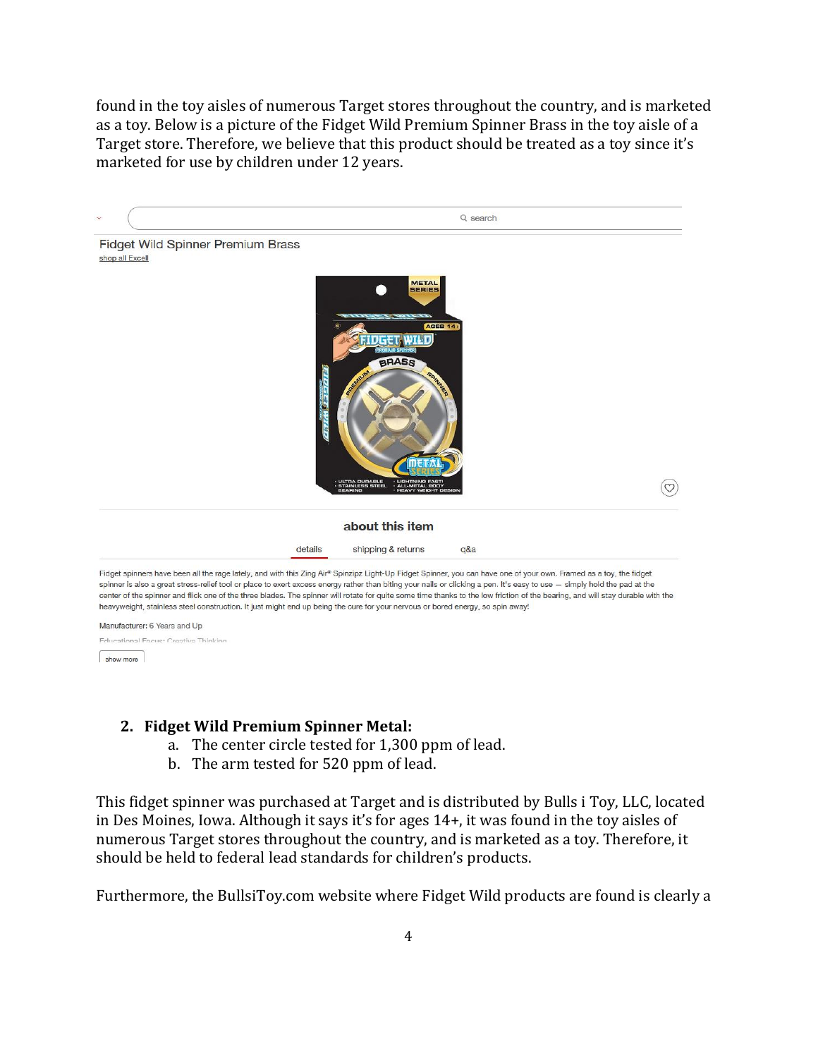found in the toy aisles of numerous Target stores throughout the country, and is marketed as a toy. Below is a picture of the Fidget Wild Premium Spinner Brass in the toy aisle of a Target store. Therefore, we believe that this product should be treated as a toy since it's marketed for use by children under 12 years.

Fidget Wild Spinner Premium Brass

shop all Excell

about this item

details | shipping & returns | q&a

Fidget spinners have been all the rage lately, and with this Zing Air® Spinzipz Light-Up Fidget Spinner, you can have one of your own. Framed as a toy, the fidget spinner is also a great stress-relief tool or place to exert excess energy rather than biting your nails or clicking a pen. It's easy to use — simply hold the pad at the center of the spinner and flick one of the three blades. The spinner will rotate for quite some time thanks to the low friction of the bearing, and will stay durable with the heavyweight, stainless steel construction. It just might end up being the cure for your nervous or bored energy, so spin away!

Manufacturer: 6 Years and Up

Educational Focus: Creative Thinking

show more

2. **Fidget Wild Premium Spinner Metal:**
    a. The center circle tested for 1,300 ppm of lead.
    b. The arm tested for 520 ppm of lead.

This fidget spinner was purchased at Target and is distributed by Bulls i Toy, LLC, located in Des Moines, Iowa. Although it says it's for ages 14+, it was found in the toy aisles of numerous Target stores throughout the country, and is marketed as a toy. Therefore, it should be held to federal lead standards for children's products.

Furthermore, the BullsiToy.com website where Fidget Wild products are found is clearly a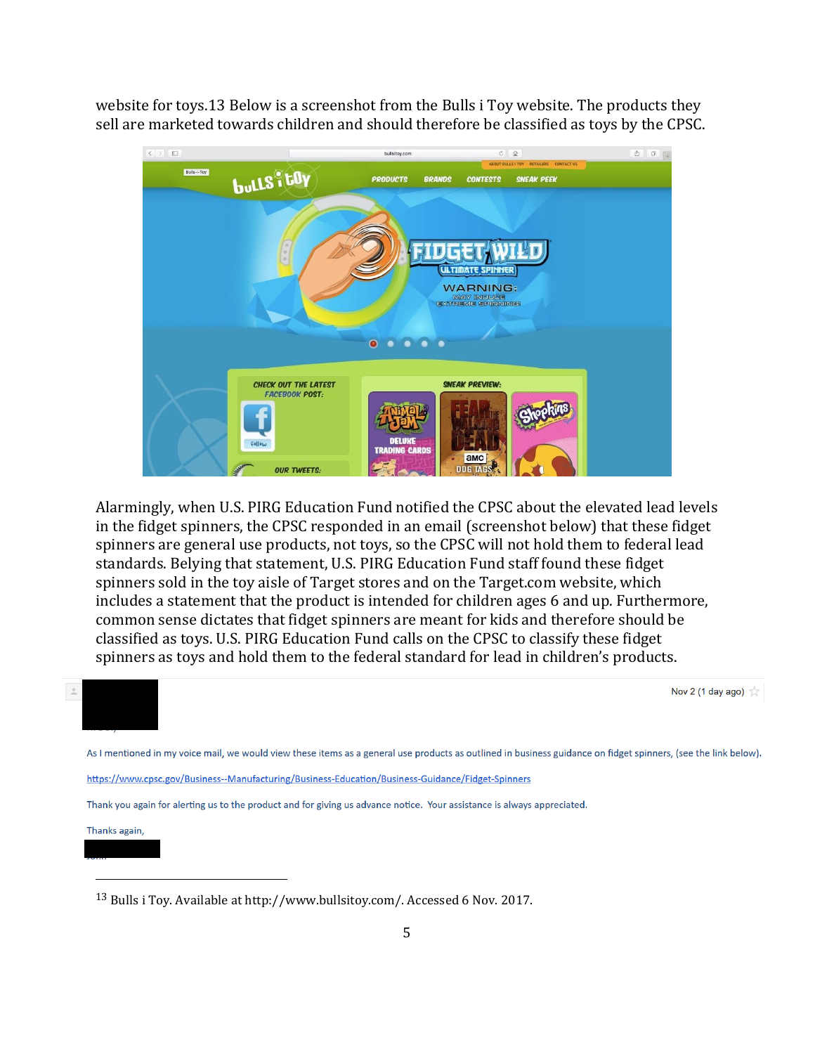website for toys.[13] Below is a screenshot from the Bulls i Toy website. The products they sell are marketed towards children and should therefore be classified as toys by the CPSC.

Alarmingly, when U.S. PIRG Education Fund notified the CPSC about the elevated lead levels in the fidget spinners, the CPSC responded in an email (screenshot below) that these fidget spinners are general use products, not toys, so the CPSC will not hold them to federal lead standards. Belying that statement, U.S. PIRG Education Fund staff found these fidget spinners sold in the toy aisle of Target stores and on the Target.com website, which includes a statement that the product is intended for children ages 6 and up. Furthermore, common sense dictates that fidget spinners are meant for kids and therefore should be classified as toys. U.S. PIRG Education Fund calls on the CPSC to classify these fidget spinners as toys and hold them to the federal standard for lead in children's products.

Nov 2 (1 day ago)

As I mentioned in my voice mail, we would view these items as a general use products as outlined in business guidance on fidget spinners, (see the link below).

https://www.cpsc.gov/Business--Manufacturing/Business-Education/Business-Guidance/Fidget-Spinners

Thank you again for alerting us to the product and for giving us advance notice. Your assistance is always appreciated.

Thanks again,

---

[13] Bulls i Toy. Available at http://www.bullsitoy.com/. Accessed 6 Nov. 2017.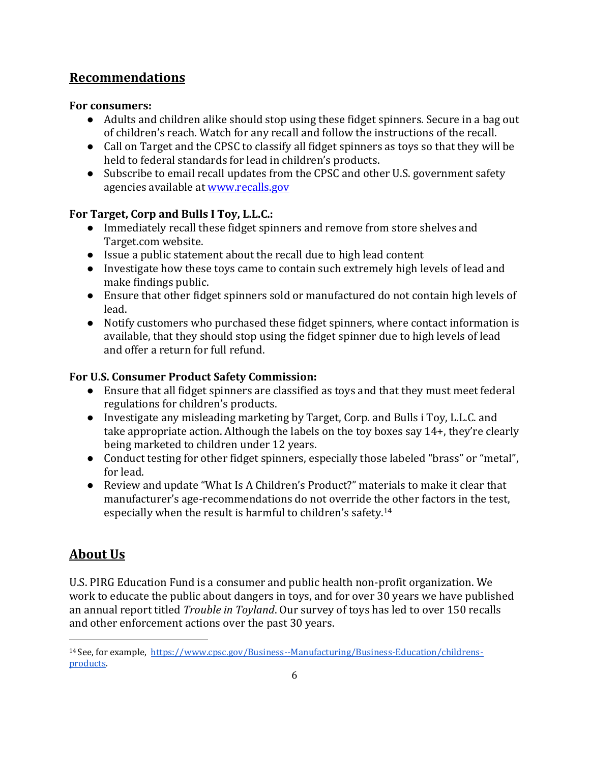## Recommendations

**For consumers:**

- Adults and children alike should stop using these fidget spinners. Secure in a bag out of children's reach. Watch for any recall and follow the instructions of the recall.
- Call on Target and the CPSC to classify all fidget spinners as toys so that they will be held to federal standards for lead in children's products.
- Subscribe to email recall updates from the CPSC and other U.S. government safety agencies available at [www.recalls.gov](www.recalls.gov)

**For Target, Corp and Bulls I Toy, L.L.C.:**

- Immediately recall these fidget spinners and remove from store shelves and Target.com website.
- Issue a public statement about the recall due to high lead content
- Investigate how these toys came to contain such extremely high levels of lead and make findings public.
- Ensure that other fidget spinners sold or manufactured do not contain high levels of lead.
- Notify customers who purchased these fidget spinners, where contact information is available, that they should stop using the fidget spinner due to high levels of lead and offer a return for full refund.

**For U.S. Consumer Product Safety Commission:**

- Ensure that all fidget spinners are classified as toys and that they must meet federal regulations for children's products.
- Investigate any misleading marketing by Target, Corp. and Bulls i Toy, L.L.C. and take appropriate action. Although the labels on the toy boxes say 14+, they're clearly being marketed to children under 12 years.
- Conduct testing for other fidget spinners, especially those labeled "brass" or "metal", for lead.
- Review and update "What Is A Children's Product?" materials to make it clear that manufacturer's age-recommendations do not override the other factors in the test, especially when the result is harmful to children's safety.[14]

## About Us

U.S. PIRG Education Fund is a consumer and public health non-profit organization. We work to educate the public about dangers in toys, and for over 30 years we have published an annual report titled *Trouble in Toyland*. Our survey of toys has led to over 150 recalls and other enforcement actions over the past 30 years.

---

[14] See, for example, [https://www.cpsc.gov/Business--Manufacturing/Business-Education/childrens-products](https://www.cpsc.gov/Business--Manufacturing/Business-Education/childrens-products).